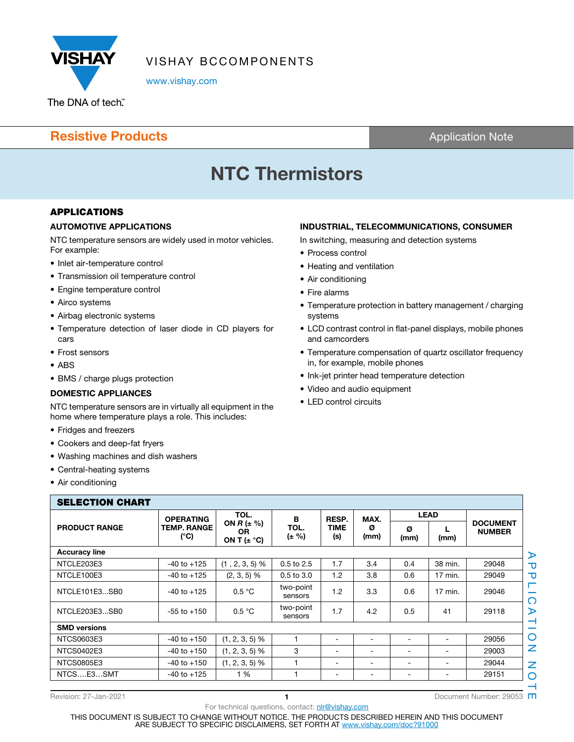VISHAY BCCOMPONENTS

www.vishay.com

Resistive Products | Application Note

# NTC Thermistors

## APPLICATIONS

### AUTOMOTIVE APPLICATIONS

NTC temperature sensors are widely used in motor vehicles. For example:

- Inlet air-temperature control
- Transmission oil temperature control
- Engine temperature control
- Airco systems
- Airbag electronic systems
- Temperature detection of laser diode in CD players for cars
- Frost sensors
- ABS
- BMS / charge plugs protection

### DOMESTIC APPLIANCES

NTC temperature sensors are in virtually all equipment in the home where temperature plays a role. This includes:

- Fridges and freezers
- Cookers and deep-fat fryers
- Washing machines and dish washers
- Central-heating systems
- Air conditioning

### INDUSTRIAL, TELECOMMUNICATIONS, CONSUMER

In switching, measuring and detection systems

- Process control
- Heating and ventilation
- Air conditioning
- Fire alarms
- Temperature protection in battery management / charging systems
- LCD contrast control in flat-panel displays, mobile phones and camcorders
- Temperature compensation of quartz oscillator frequency in, for example, mobile phones
- Ink-jet printer head temperature detection
- Video and audio equipment
- LED control circuits

## SELECTION CHART

| PRODUCT RANGE | OPERATING TEMP. RANGE (°C) | TOL. ON *R* (± %) OR ON T (± °C) | B TOL. (± %) | RESP. TIME (s) | MAX. Ø (mm) | LEAD | | DOCUMENT NUMBER |
|---|---|---|---|---|---|---|---|---|
| | | | | | | Ø (mm) | L (mm) | |
| **Accuracy line** | | | | | | | | |
| NTCLE203E3 | -40 to +125 | (1 , 2, 3, 5) % | 0.5 to 2.5 | 1.7 | 3.4 | 0.4 | 38 min. | 29048 |
| NTCLE100E3 | -40 to +125 | (2, 3, 5) % | 0.5 to 3.0 | 1.2 | 3.8 | 0.6 | 17 min. | 29049 |
| NTCLE101E3...SB0 | -40 to +125 | 0.5 °C | two-point sensors | 1.2 | 3.3 | 0.6 | 17 min. | 29046 |
| NTCLE203E3...SB0 | -55 to +150 | 0.5 °C | two-point sensors | 1.7 | 4.2 | 0.5 | 41 | 29118 |
| **SMD versions** | | | | | | | | |
| NTCS0603E3 | -40 to +150 | (1, 2, 3, 5) % | 1 | - | - | - | - | 29056 |
| NTCS0402E3 | -40 to +150 | (1, 2, 3, 5) % | 3 | - | - | - | - | 29003 |
| NTCS0805E3 | -40 to +150 | (1, 2, 3, 5) % | 1 | - | - | - | - | 29044 |
| NTCS....E3...SMT | -40 to +125 | 1 % | 1 | - | - | - | - | 29151 |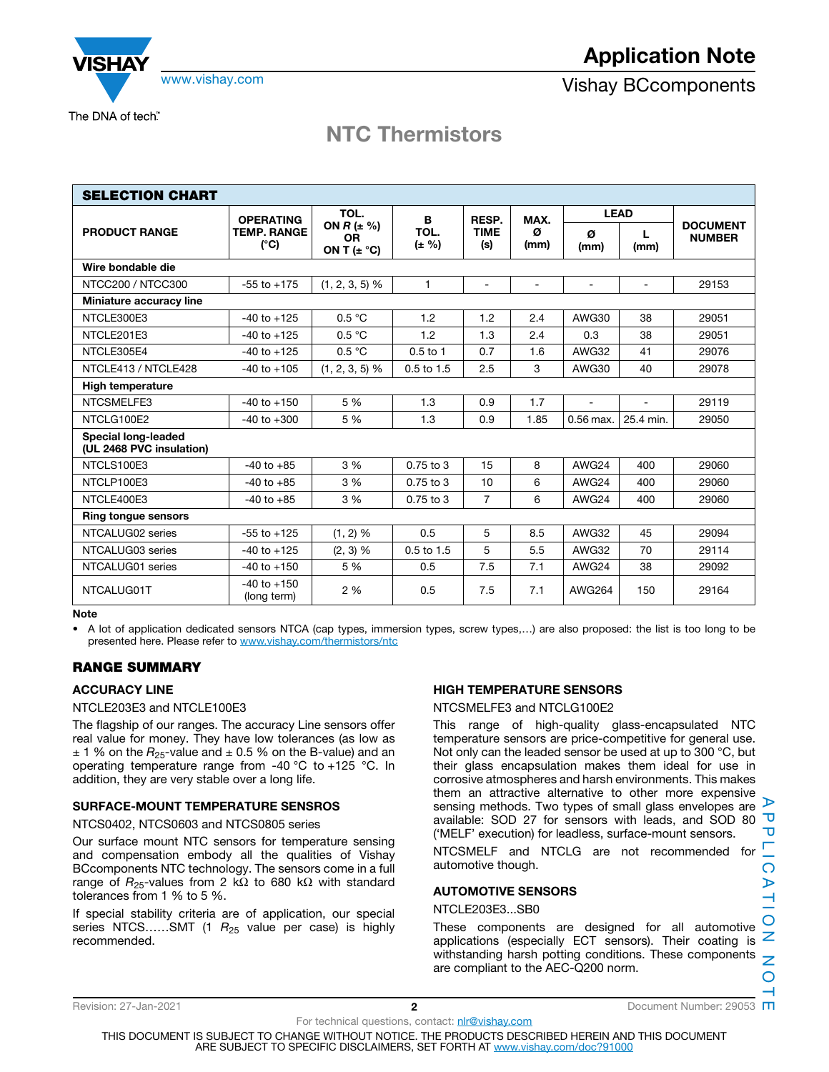# NTC Thermistors

| SELECTION CHART | | | | | | | | |
|---|---|---|---|---|---|---|---|---|
| PRODUCT RANGE | OPERATING TEMP. RANGE (°C) | TOL. ON *R* (± %) OR ON T (± °C) | B TOL. (± %) | RESP. TIME (s) | MAX. Ø (mm) | LEAD | | DOCUMENT NUMBER |
| | | | | | | Ø (mm) | L (mm) | |
| **Wire bondable die** | | | | | | | | |
| NTCC200 / NTCC300 | -55 to +175 | (1, 2, 3, 5) % | 1 | - | - | - | - | 29153 |
| **Miniature accuracy line** | | | | | | | | |
| NTCLE300E3 | -40 to +125 | 0.5 °C | 1.2 | 1.2 | 2.4 | AWG30 | 38 | 29051 |
| NTCLE201E3 | -40 to +125 | 0.5 °C | 1.2 | 1.3 | 2.4 | 0.3 | 38 | 29051 |
| NTCLE305E4 | -40 to +125 | 0.5 °C | 0.5 to 1 | 0.7 | 1.6 | AWG32 | 41 | 29076 |
| NTCLE413 / NTCLE428 | -40 to +105 | (1, 2, 3, 5) % | 0.5 to 1.5 | 2.5 | 3 | AWG30 | 40 | 29078 |
| **High temperature** | | | | | | | | |
| NTCSMELFE3 | -40 to +150 | 5 % | 1.3 | 0.9 | 1.7 | - | - | 29119 |
| NTCLG100E2 | -40 to +300 | 5 % | 1.3 | 0.9 | 1.85 | 0.56 max. | 25.4 min. | 29050 |
| **Special long-leaded (UL 2468 PVC insulation)** | | | | | | | | |
| NTCLS100E3 | -40 to +85 | 3 % | 0.75 to 3 | 15 | 8 | AWG24 | 400 | 29060 |
| NTCLP100E3 | -40 to +85 | 3 % | 0.75 to 3 | 10 | 6 | AWG24 | 400 | 29060 |
| NTCLE400E3 | -40 to +85 | 3 % | 0.75 to 3 | 7 | 6 | AWG24 | 400 | 29060 |
| **Ring tongue sensors** | | | | | | | | |
| NTCALUG02 series | -55 to +125 | (1, 2) % | 0.5 | 5 | 8.5 | AWG32 | 45 | 29094 |
| NTCALUG03 series | -40 to +125 | (2, 3) % | 0.5 to 1.5 | 5 | 5.5 | AWG32 | 70 | 29114 |
| NTCALUG01 series | -40 to +150 | 5 % | 0.5 | 7.5 | 7.1 | AWG24 | 38 | 29092 |
| NTCALUG01T | -40 to +150 (long term) | 2 % | 0.5 | 7.5 | 7.1 | AWG264 | 150 | 29164 |

**Note**

- A lot of application dedicated sensors NTCA (cap types, immersion types, screw types,…) are also proposed: the list is too long to be presented here. Please refer to www.vishay.com/thermistors/ntc

## RANGE SUMMARY

### ACCURACY LINE

NTCLE203E3 and NTCLE100E3

The flagship of our ranges. The accuracy Line sensors offer real value for money. They have low tolerances (as low as ± 1 % on the $R_{25}$-value and ± 0.5 % on the B-value) and an operating temperature range from -40 °C to +125 °C. In addition, they are very stable over a long life.

### SURFACE-MOUNT TEMPERATURE SENSROS

NTCS0402, NTCS0603 and NTCS0805 series

Our surface mount NTC sensors for temperature sensing and compensation embody all the qualities of Vishay BCcomponents NTC technology. The sensors come in a full range of $R_{25}$-values from 2 kΩ to 680 kΩ with standard tolerances from 1 % to 5 %.

If special stability criteria are of application, our special series NTCS……SMT (1 $R_{25}$ value per case) is highly recommended.

### HIGH TEMPERATURE SENSORS

NTCSMELFE3 and NTCLG100E2

This range of high-quality glass-encapsulated NTC temperature sensors are price-competitive for general use. Not only can the leaded sensor be used at up to 300 °C, but their glass encapsulation makes them ideal for use in corrosive atmospheres and harsh environments. This makes them an attractive alternative to other more expensive sensing methods. Two types of small glass envelopes are available: SOD 27 for sensors with leads, and SOD 80 ('MELF' execution) for leadless, surface-mount sensors.

NTCSMELF and NTCLG are not recommended for automotive though.

### AUTOMOTIVE SENSORS

NTCLE203E3...SB0

These components are designed for all automotive applications (especially ECT sensors). Their coating is withstanding harsh potting conditions. These components are compliant to the AEC-Q200 norm.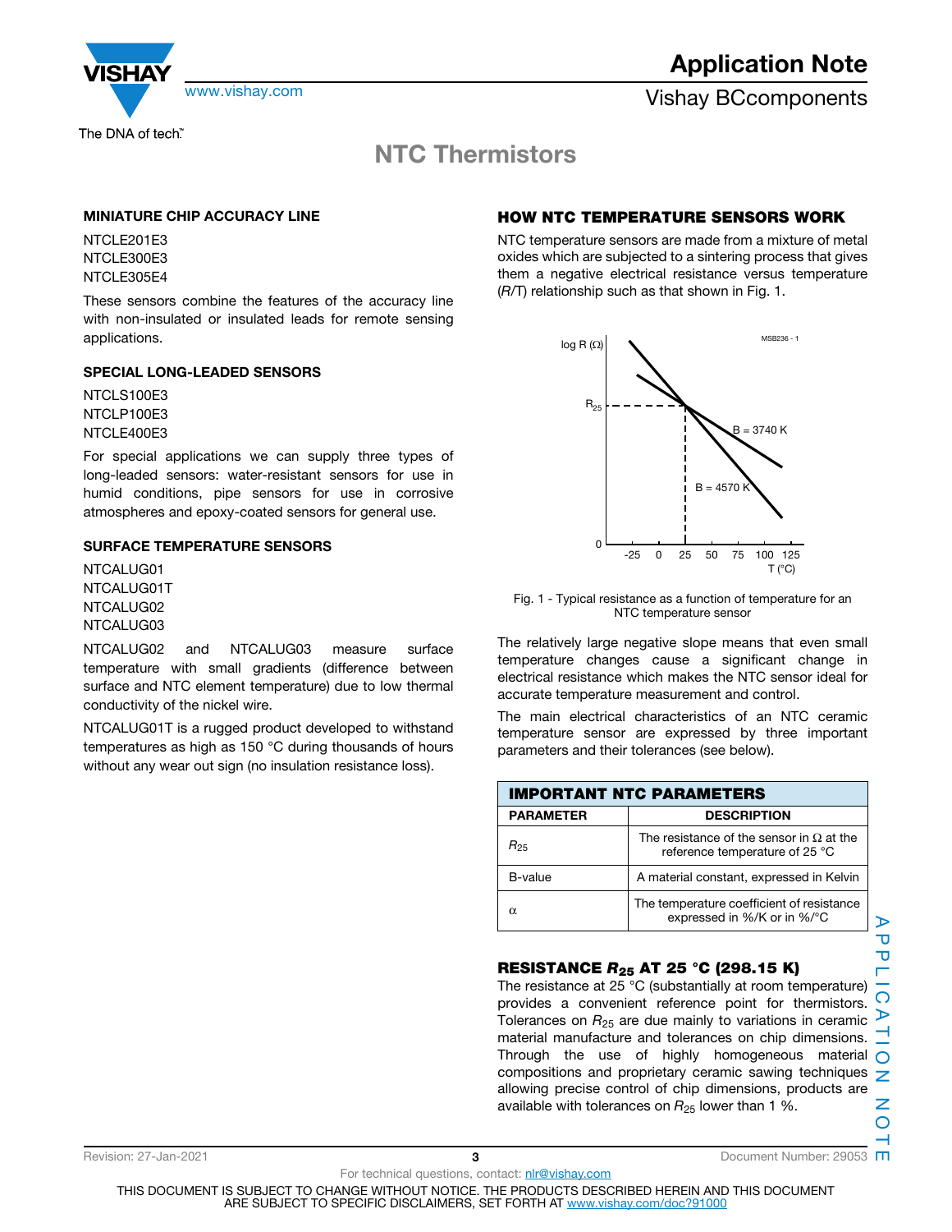## MINIATURE CHIP ACCURACY LINE

NTCLE201E3
NTCLE300E3
NTCLE305E4

These sensors combine the features of the accuracy line with non-insulated or insulated leads for remote sensing applications.

## SPECIAL LONG-LEADED SENSORS

NTCLS100E3
NTCLP100E3
NTCLE400E3

For special applications we can supply three types of long-leaded sensors: water-resistant sensors for use in humid conditions, pipe sensors for use in corrosive atmospheres and epoxy-coated sensors for general use.

## SURFACE TEMPERATURE SENSORS

NTCALUG01
NTCALUG01T
NTCALUG02
NTCALUG03

NTCALUG02 and NTCALUG03 measure surface temperature with small gradients (difference between surface and NTC element temperature) due to low thermal conductivity of the nickel wire.

NTCALUG01T is a rugged product developed to withstand temperatures as high as 150 °C during thousands of hours without any wear out sign (no insulation resistance loss).

## HOW NTC TEMPERATURE SENSORS WORK

NTC temperature sensors are made from a mixture of metal oxides which are subjected to a sintering process that gives them a negative electrical resistance versus temperature (*R*/*T*) relationship such as that shown in Fig. 1.

Fig. 1 - Typical resistance as a function of temperature for an NTC temperature sensor

The relatively large negative slope means that even small temperature changes cause a significant change in electrical resistance which makes the NTC sensor ideal for accurate temperature measurement and control.

The main electrical characteristics of an NTC ceramic temperature sensor are expressed by three important parameters and their tolerances (see below).

| IMPORTANT NTC PARAMETERS | |
|---|---|
| **PARAMETER** | **DESCRIPTION** |
| $R_{25}$ | The resistance of the sensor in Ω at the reference temperature of 25 °C |
| B-value | A material constant, expressed in Kelvin |
| $\alpha$ | The temperature coefficient of resistance expressed in %/K or in %/°C |

## RESISTANCE $R_{25}$ AT 25 °C (298.15 K)

The resistance at 25 °C (substantially at room temperature) provides a convenient reference point for thermistors. Tolerances on $R_{25}$ are due mainly to variations in ceramic material manufacture and tolerances on chip dimensions. Through the use of highly homogeneous material compositions and proprietary ceramic sawing techniques allowing precise control of chip dimensions, products are available with tolerances on $R_{25}$ lower than 1 %.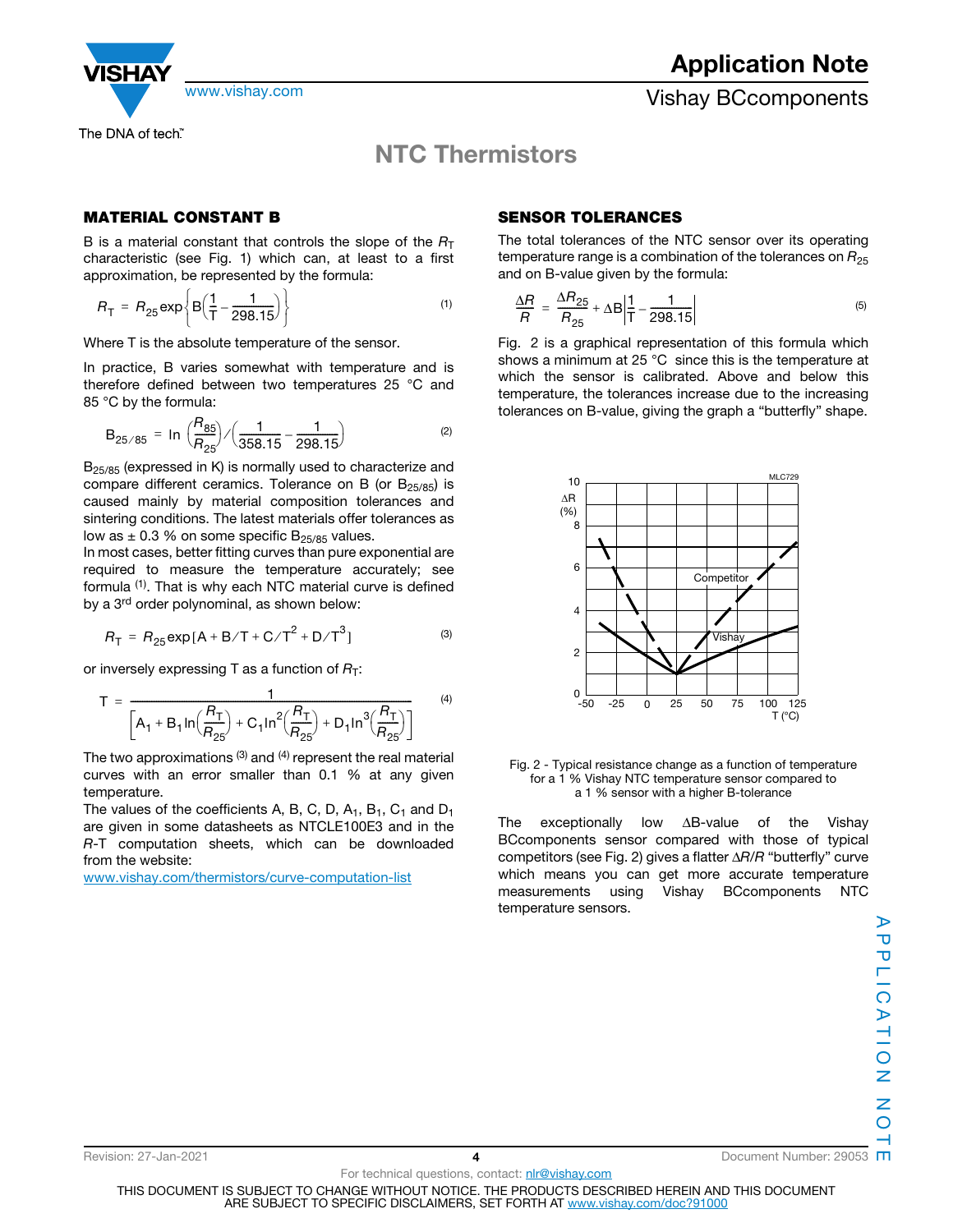## MATERIAL CONSTANT B

B is a material constant that controls the slope of the $R_T$ characteristic (see Fig. 1) which can, at least to a first approximation, be represented by the formula:

$$R_T = R_{25}\exp\left\{B\left(\frac{1}{T} - \frac{1}{298.15}\right)\right\} \quad (1)$$

Where T is the absolute temperature of the sensor.

In practice, B varies somewhat with temperature and is therefore defined between two temperatures 25 °C and 85 °C by the formula:

$$B_{25/85} = \ln\left(\frac{R_{85}}{R_{25}}\right) \Big/ \left(\frac{1}{358.15} - \frac{1}{298.15}\right) \quad (2)$$

$B_{25/85}$ (expressed in K) is normally used to characterize and compare different ceramics. Tolerance on B (or $B_{25/85}$) is caused mainly by material composition tolerances and sintering conditions. The latest materials offer tolerances as low as ± 0.3 % on some specific $B_{25/85}$ values.

In most cases, better fitting curves than pure exponential are required to measure the temperature accurately; see formula [1]. That is why each NTC material curve is defined by a 3rd order polynominal, as shown below:

$$R_T = R_{25}\exp\left[A + B/T + C/T^2 + D/T^3\right] \quad (3)$$

or inversely expressing T as a function of $R_T$:

$$T = \frac{1}{\left[A_1 + B_1\ln\left(\frac{R_T}{R_{25}}\right) + C_1\ln^2\left(\frac{R_T}{R_{25}}\right) + D_1\ln^3\left(\frac{R_T}{R_{25}}\right)\right]} \quad (4)$$

The two approximations [3] and [4] represent the real material curves with an error smaller than 0.1 % at any given temperature.

The values of the coefficients A, B, C, D, $A_1$, $B_1$, $C_1$ and $D_1$ are given in some datasheets as NTCLE100E3 and in the *R*-T computation sheets, which can be downloaded from the website:

www.vishay.com/thermistors/curve-computation-list

## SENSOR TOLERANCES

The total tolerances of the NTC sensor over its operating temperature range is a combination of the tolerances on $R_{25}$ and on B-value given by the formula:

$$\frac{\Delta R}{R} = \frac{\Delta R_{25}}{R_{25}} + \Delta B\left|\frac{1}{T} - \frac{1}{298.15}\right| \quad (5)$$

Fig. 2 is a graphical representation of this formula which shows a minimum at 25 °C since this is the temperature at which the sensor is calibrated. Above and below this temperature, the tolerances increase due to the increasing tolerances on B-value, giving the graph a “butterfly” shape.

Fig. 2 - Typical resistance change as a function of temperature for a 1 % Vishay NTC temperature sensor compared to a 1 % sensor with a higher B-tolerance

The exceptionally low ΔB-value of the Vishay BCcomponents sensor compared with those of typical competitors (see Fig. 2) gives a flatter $\Delta R/R$ “butterfly” curve which means you can get more accurate temperature measurements using Vishay BCcomponents NTC temperature sensors.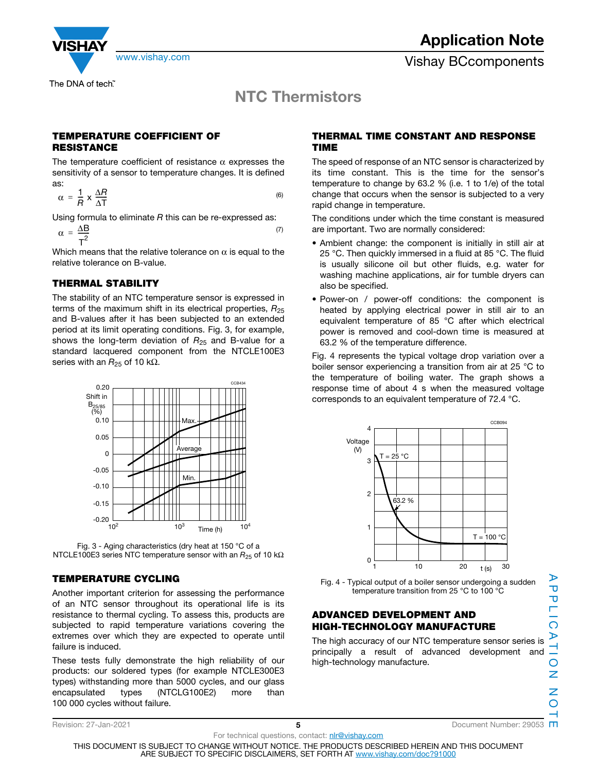# NTC Thermistors

## TEMPERATURE COEFFICIENT OF RESISTANCE

The temperature coefficient of resistance $\alpha$ expresses the sensitivity of a sensor to temperature changes. It is defined as:

$$\alpha = \frac{1}{R} \times \frac{\Delta R}{\Delta T} \tag{6}$$

Using formula to eliminate $R$ this can be re-expressed as:

$$\alpha = \frac{\Delta B}{T^2} \tag{7}$$

Which means that the relative tolerance on $\alpha$ is equal to the relative tolerance on B-value.

## THERMAL STABILITY

The stability of an NTC temperature sensor is expressed in terms of the maximum shift in its electrical properties, $R_{25}$ and B-values after it has been subjected to an extended period at its limit operating conditions. Fig. 3, for example, shows the long-term deviation of $R_{25}$ and B-value for a standard lacquered component from the NTCLE100E3 series with an $R_{25}$ of 10 kΩ.

Fig. 3 - Aging characteristics (dry heat at 150 °C of a NTCLE100E3 series NTC temperature sensor with an $R_{25}$ of 10 kΩ

## TEMPERATURE CYCLING

Another important criterion for assessing the performance of an NTC sensor throughout its operational life is its resistance to thermal cycling. To assess this, products are subjected to rapid temperature variations covering the extremes over which they are expected to operate until failure is induced.

These tests fully demonstrate the high reliability of our products: our soldered types (for example NTCLE300E3 types) withstanding more than 5000 cycles, and our glass encapsulated types (NTCLG100E2) more than 100 000 cycles without failure.

## THERMAL TIME CONSTANT AND RESPONSE TIME

The speed of response of an NTC sensor is characterized by its time constant. This is the time for the sensor's temperature to change by 63.2 % (i.e. 1 to 1/e) of the total change that occurs when the sensor is subjected to a very rapid change in temperature.

The conditions under which the time constant is measured are important. Two are normally considered:

- Ambient change: the component is initially in still air at 25 °C. Then quickly immersed in a fluid at 85 °C. The fluid is usually silicone oil but other fluids, e.g. water for washing machine applications, air for tumble dryers can also be specified.
- Power-on / power-off conditions: the component is heated by applying electrical power in still air to an equivalent temperature of 85 °C after which electrical power is removed and cool-down time is measured at 63.2 % of the temperature difference.

Fig. 4 represents the typical voltage drop variation over a boiler sensor experiencing a transition from air at 25 °C to the temperature of boiling water. The graph shows a response time of about 4 s when the measured voltage corresponds to an equivalent temperature of 72.4 °C.

Fig. 4 - Typical output of a boiler sensor undergoing a sudden temperature transition from 25 °C to 100 °C

## ADVANCED DEVELOPMENT AND HIGH-TECHNOLOGY MANUFACTURE

The high accuracy of our NTC temperature sensor series is principally a result of advanced development and high-technology manufacture.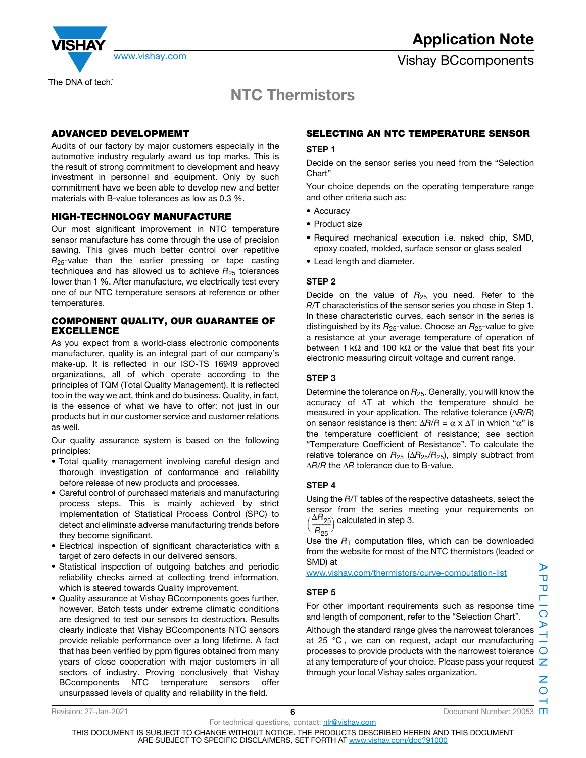## NTC Thermistors

### ADVANCED DEVELOPMEMT

Audits of our factory by major customers especially in the automotive industry regularly award us top marks. This is the result of strong commitment to development and heavy investment in personnel and equipment. Only by such commitment have we been able to develop new and better materials with B-value tolerances as low as 0.3 %.

### HIGH-TECHNOLOGY MANUFACTURE

Our most significant improvement in NTC temperature sensor manufacture has come through the use of precision sawing. This gives much better control over repetitive $R_{25}$-value than the earlier pressing or tape casting techniques and has allowed us to achieve $R_{25}$ tolerances lower than 1 %. After manufacture, we electrically test every one of our NTC temperature sensors at reference or other temperatures.

### COMPONENT QUALITY, OUR GUARANTEE OF EXCELLENCE

As you expect from a world-class electronic components manufacturer, quality is an integral part of our company's make-up. It is reflected in our ISO-TS 16949 approved organizations, all of which operate according to the principles of TQM (Total Quality Management). It is reflected too in the way we act, think and do business. Quality, in fact, is the essence of what we have to offer: not just in our products but in our customer service and customer relations as well.

Our quality assurance system is based on the following principles:

- Total quality management involving careful design and thorough investigation of conformance and reliability before release of new products and processes.
- Careful control of purchased materials and manufacturing process steps. This is mainly achieved by strict implementation of Statistical Process Control (SPC) to detect and eliminate adverse manufacturing trends before they become significant.
- Electrical inspection of significant characteristics with a target of zero defects in our delivered sensors.
- Statistical inspection of outgoing batches and periodic reliability checks aimed at collecting trend information, which is steered towards Quality improvement.
- Quality assurance at Vishay BCcomponents goes further, however. Batch tests under extreme climatic conditions are designed to test our sensors to destruction. Results clearly indicate that Vishay BCcomponents NTC sensors provide reliable performance over a long lifetime. A fact that has been verified by ppm figures obtained from many years of close cooperation with major customers in all sectors of industry. Proving conclusively that Vishay BCcomponents NTC temperature sensors offer unsurpassed levels of quality and reliability in the field.

### SELECTING AN NTC TEMPERATURE SENSOR

**STEP 1**

Decide on the sensor series you need from the "Selection Chart"

Your choice depends on the operating temperature range and other criteria such as:

- Accuracy
- Product size
- Required mechanical execution i.e. naked chip, SMD, epoxy coated, molded, surface sensor or glass sealed
- Lead length and diameter.

**STEP 2**

Decide on the value of $R_{25}$ you need. Refer to the *R*/T characteristics of the sensor series you chose in Step 1. In these characteristic curves, each sensor in the series is distinguished by its $R_{25}$-value. Choose an $R_{25}$-value to give a resistance at your average temperature of operation of between 1 kΩ and 100 kΩ or the value that best fits your electronic measuring circuit voltage and current range.

**STEP 3**

Determine the tolerance on $R_{25}$. Generally, you will know the accuracy of ΔT at which the temperature should be measured in your application. The relative tolerance ($\Delta R/R$) on sensor resistance is then: $\Delta R/R = \alpha \times \Delta T$ in which "$\alpha$" is the temperature coefficient of resistance; see section "Temperature Coefficient of Resistance". To calculate the relative tolerance on $R_{25}$ ($\Delta R_{25}/R_{25}$), simply subtract from $\Delta R/R$ the $\Delta R$ tolerance due to B-value.

**STEP 4**

Using the *R*/T tables of the respective datasheets, select the sensor from the series meeting your requirements on $\left(\frac{\Delta R_{25}}{R_{25}}\right)$ calculated in step 3.

Use the $R_T$ computation files, which can be downloaded from the website for most of the NTC thermistors (leaded or SMD) at
www.vishay.com/thermistors/curve-computation-list

**STEP 5**

For other important requirements such as response time and length of component, refer to the "Selection Chart".

Although the standard range gives the narrowest tolerances at 25 °C, we can on request, adapt our manufacturing processes to provide products with the narrowest tolerance at any temperature of your choice. Please pass your request through your local Vishay sales organization.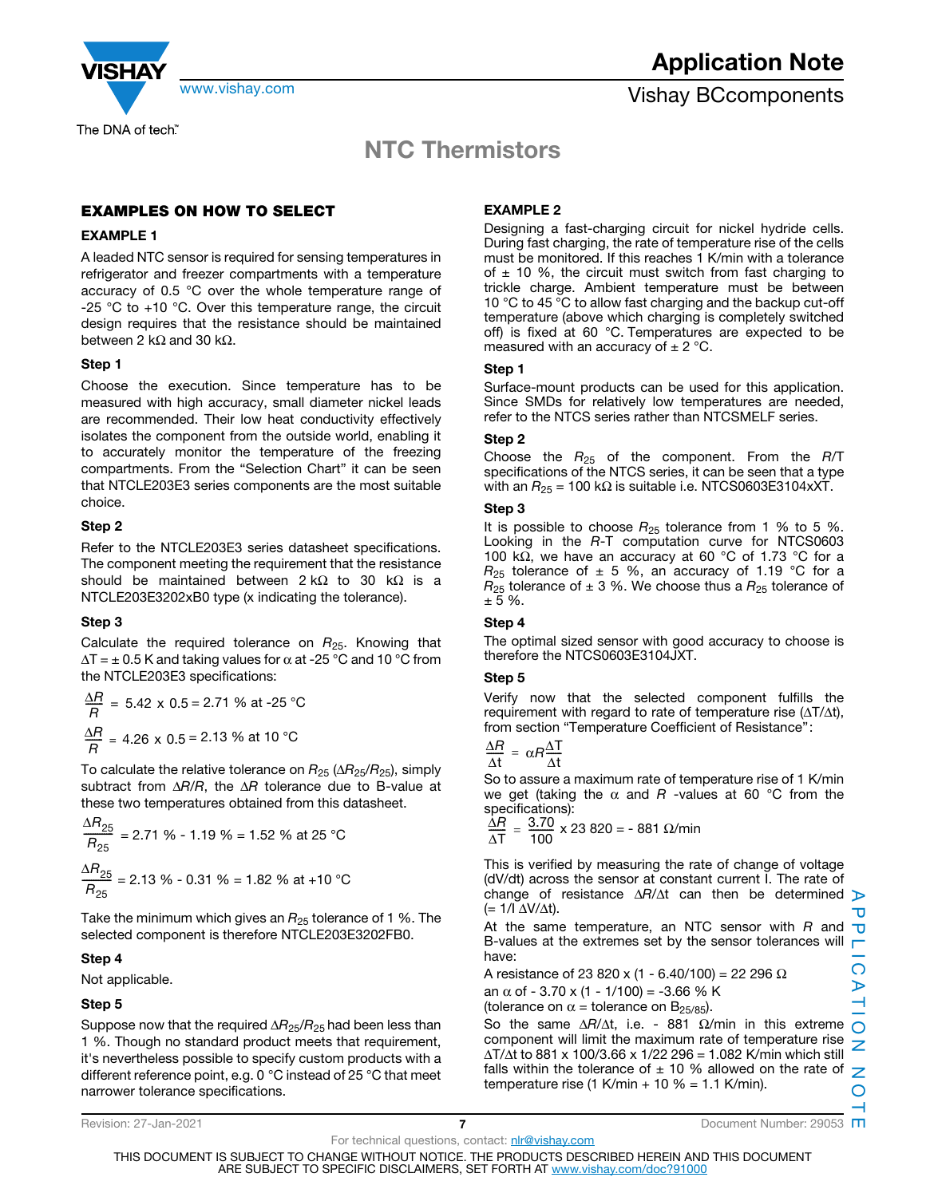## EXAMPLES ON HOW TO SELECT

### EXAMPLE 1

A leaded NTC sensor is required for sensing temperatures in refrigerator and freezer compartments with a temperature accuracy of 0.5 °C over the whole temperature range of -25 °C to +10 °C. Over this temperature range, the circuit design requires that the resistance should be maintained between 2 kΩ and 30 kΩ.

#### Step 1

Choose the execution. Since temperature has to be measured with high accuracy, small diameter nickel leads are recommended. Their low heat conductivity effectively isolates the component from the outside world, enabling it to accurately monitor the temperature of the freezing compartments. From the "Selection Chart" it can be seen that NTCLE203E3 series components are the most suitable choice.

#### Step 2

Refer to the NTCLE203E3 series datasheet specifications. The component meeting the requirement that the resistance should be maintained between 2 kΩ to 30 kΩ is a NTCLE203E3202xB0 type (x indicating the tolerance).

#### Step 3

Calculate the required tolerance on $R_{25}$. Knowing that $\Delta T = \pm 0.5$ K and taking values for $\alpha$ at -25 °C and 10 °C from the NTCLE203E3 specifications:

$$\frac{\Delta R}{R} = 5.42 \times 0.5 = 2.71 \text{ \% at -25 °C}$$

$$\frac{\Delta R}{R} = 4.26 \times 0.5 = 2.13 \text{ \% at 10 °C}$$

To calculate the relative tolerance on $R_{25}$ ($\Delta R_{25}/R_{25}$), simply subtract from $\Delta R/R$, the $\Delta R$ tolerance due to B-value at these two temperatures obtained from this datasheet.

$$\frac{\Delta R_{25}}{R_{25}} = 2.71 \text{ \%} - 1.19 \text{ \%} = 1.52 \text{ \% at 25 °C}$$

$$\frac{\Delta R_{25}}{R_{25}} = 2.13 \text{ \%} - 0.31 \text{ \%} = 1.82 \text{ \% at +10 °C}$$

Take the minimum which gives an $R_{25}$ tolerance of 1 %. The selected component is therefore NTCLE203E3202FB0.

#### Step 4

Not applicable.

#### Step 5

Suppose now that the required $\Delta R_{25}/R_{25}$ had been less than 1 %. Though no standard product meets that requirement, it's nevertheless possible to specify custom products with a different reference point, e.g. 0 °C instead of 25 °C that meet narrower tolerance specifications.

### EXAMPLE 2

Designing a fast-charging circuit for nickel hydride cells. During fast charging, the rate of temperature rise of the cells must be monitored. If this reaches 1 K/min with a tolerance of ± 10 %, the circuit must switch from fast charging to trickle charge. Ambient temperature must be between 10 °C to 45 °C to allow fast charging and the backup cut-off temperature (above which charging is completely switched off) is fixed at 60 °C. Temperatures are expected to be measured with an accuracy of ± 2 °C.

#### Step 1

Surface-mount products can be used for this application. Since SMDs for relatively low temperatures are needed, refer to the NTCS series rather than NTCSMELF series.

#### Step 2

Choose the $R_{25}$ of the component. From the *R*/T specifications of the NTCS series, it can be seen that a type with an $R_{25}$ = 100 kΩ is suitable i.e. NTCS0603E3104xXT.

#### Step 3

It is possible to choose $R_{25}$ tolerance from 1 % to 5 %. Looking in the *R*-T computation curve for NTCS0603 100 kΩ, we have an accuracy at 60 °C of 1.73 °C for a $R_{25}$ tolerance of ± 5 %, an accuracy of 1.19 °C for a $R_{25}$ tolerance of ± 3 %. We choose thus a $R_{25}$ tolerance of ± 5 %.

#### Step 4

The optimal sized sensor with good accuracy to choose is therefore the NTCS0603E3104JXT.

#### Step 5

Verify now that the selected component fulfills the requirement with regard to rate of temperature rise ($\Delta T/\Delta t$), from section "Temperature Coefficient of Resistance":

$$\frac{\Delta R}{\Delta t} = \alpha R \frac{\Delta T}{\Delta t}$$

So to assure a maximum rate of temperature rise of 1 K/min we get (taking the $\alpha$ and *R* -values at 60 °C from the specifications):

$$\frac{\Delta R}{\Delta T} = \frac{3.70}{100} \times 23\,820 = -881 \text{ Ω/min}$$

This is verified by measuring the rate of change of voltage (dV/dt) across the sensor at constant current I. The rate of change of resistance $\Delta R/\Delta t$ can then be determined (= 1/I $\Delta V/\Delta t$).

At the same temperature, an NTC sensor with *R* and B-values at the extremes set by the sensor tolerances will have:

A resistance of 23 820 x (1 - 6.40/100) = 22 296 Ω

an $\alpha$ of - 3.70 x (1 - 1/100) = -3.66 % K

(tolerance on $\alpha$ = tolerance on $B_{25/85}$).

So the same $\Delta R/\Delta t$, i.e. - 881 Ω/min in this extreme component will limit the maximum rate of temperature rise $\Delta T/\Delta t$ to 881 x 100/3.66 x 1/22 296 = 1.082 K/min which still falls within the tolerance of ± 10 % allowed on the rate of temperature rise (1 K/min + 10 % = 1.1 K/min).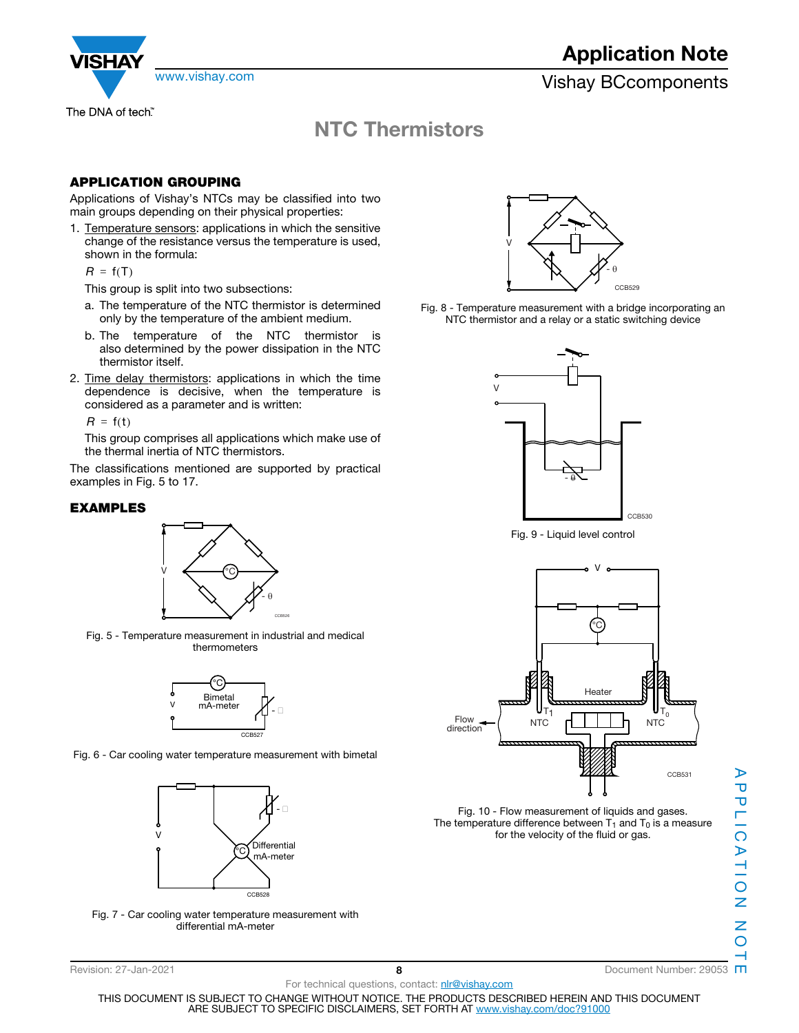# NTC Thermistors

## APPLICATION GROUPING

Applications of Vishay's NTCs may be classified into two main groups depending on their physical properties:

1. Temperature sensors: applications in which the sensitive change of the resistance versus the temperature is used, shown in the formula:

   $R = f(T)$

   This group is split into two subsections:

   a. The temperature of the NTC thermistor is determined only by the temperature of the ambient medium.

   b. The temperature of the NTC thermistor is also determined by the power dissipation in the NTC thermistor itself.

2. Time delay thermistors: applications in which the time dependence is decisive, when the temperature is considered as a parameter and is written:

   $R = f(t)$

   This group comprises all applications which make use of the thermal inertia of NTC thermistors.

The classifications mentioned are supported by practical examples in Fig. 5 to 17.

## EXAMPLES

Fig. 5 - Temperature measurement in industrial and medical thermometers

Fig. 6 - Car cooling water temperature measurement with bimetal

Fig. 7 - Car cooling water temperature measurement with differential mA-meter

Fig. 8 - Temperature measurement with a bridge incorporating an NTC thermistor and a relay or a static switching device

Fig. 9 - Liquid level control

Fig. 10 - Flow measurement of liquids and gases. The temperature difference between $T_1$ and $T_0$ is a measure for the velocity of the fluid or gas.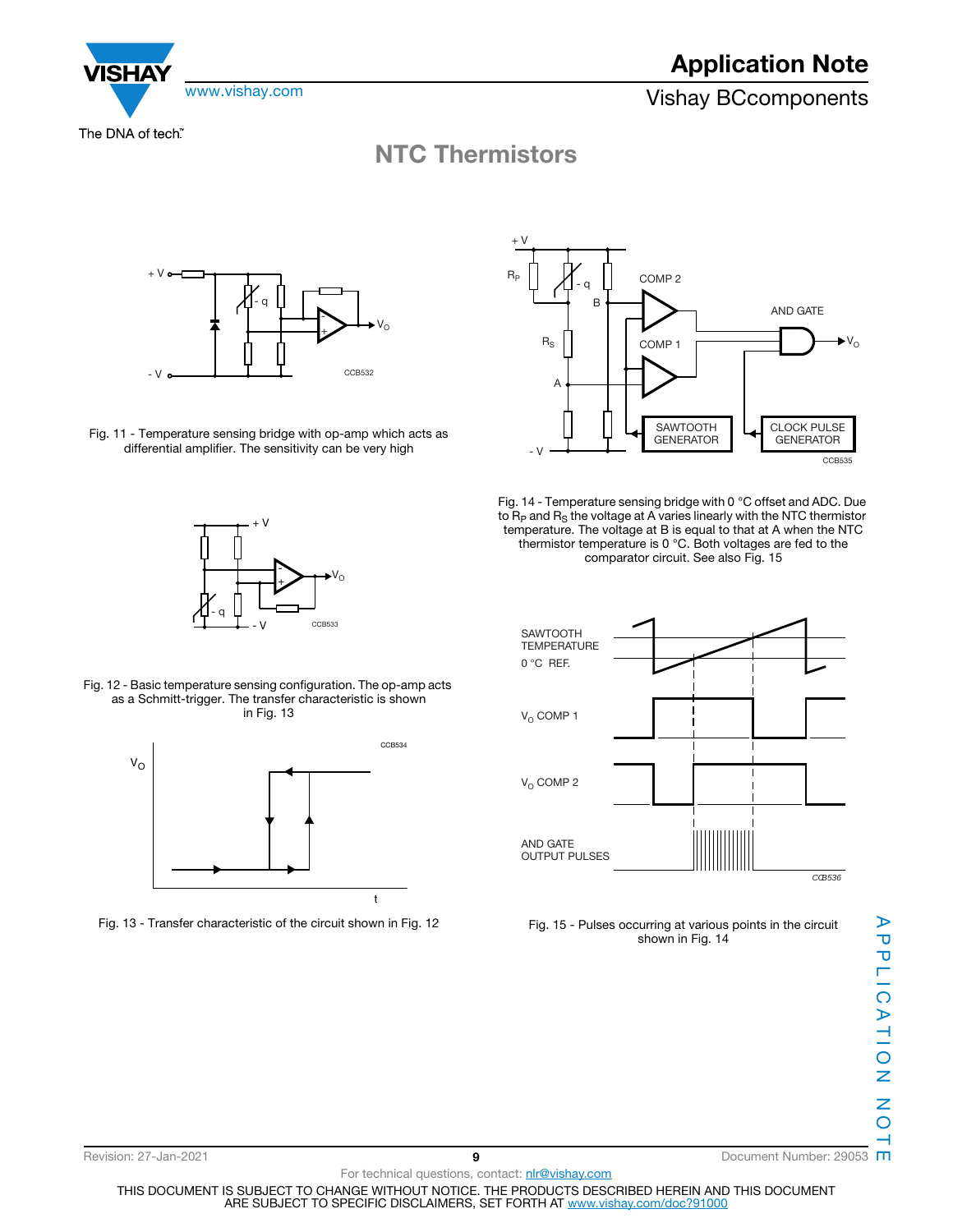# NTC Thermistors

Fig. 11 - Temperature sensing bridge with op-amp which acts as differential amplifier. The sensitivity can be very high

Fig. 12 - Basic temperature sensing configuration. The op-amp acts as a Schmitt-trigger. The transfer characteristic is shown in Fig. 13

Fig. 13 - Transfer characteristic of the circuit shown in Fig. 12

Fig. 14 - Temperature sensing bridge with 0 °C offset and ADC. Due to $R_P$ and $R_S$ the voltage at A varies linearly with the NTC thermistor temperature. The voltage at B is equal to that at A when the NTC thermistor temperature is 0 °C. Both voltages are fed to the comparator circuit. See also Fig. 15

Fig. 15 - Pulses occurring at various points in the circuit shown in Fig. 14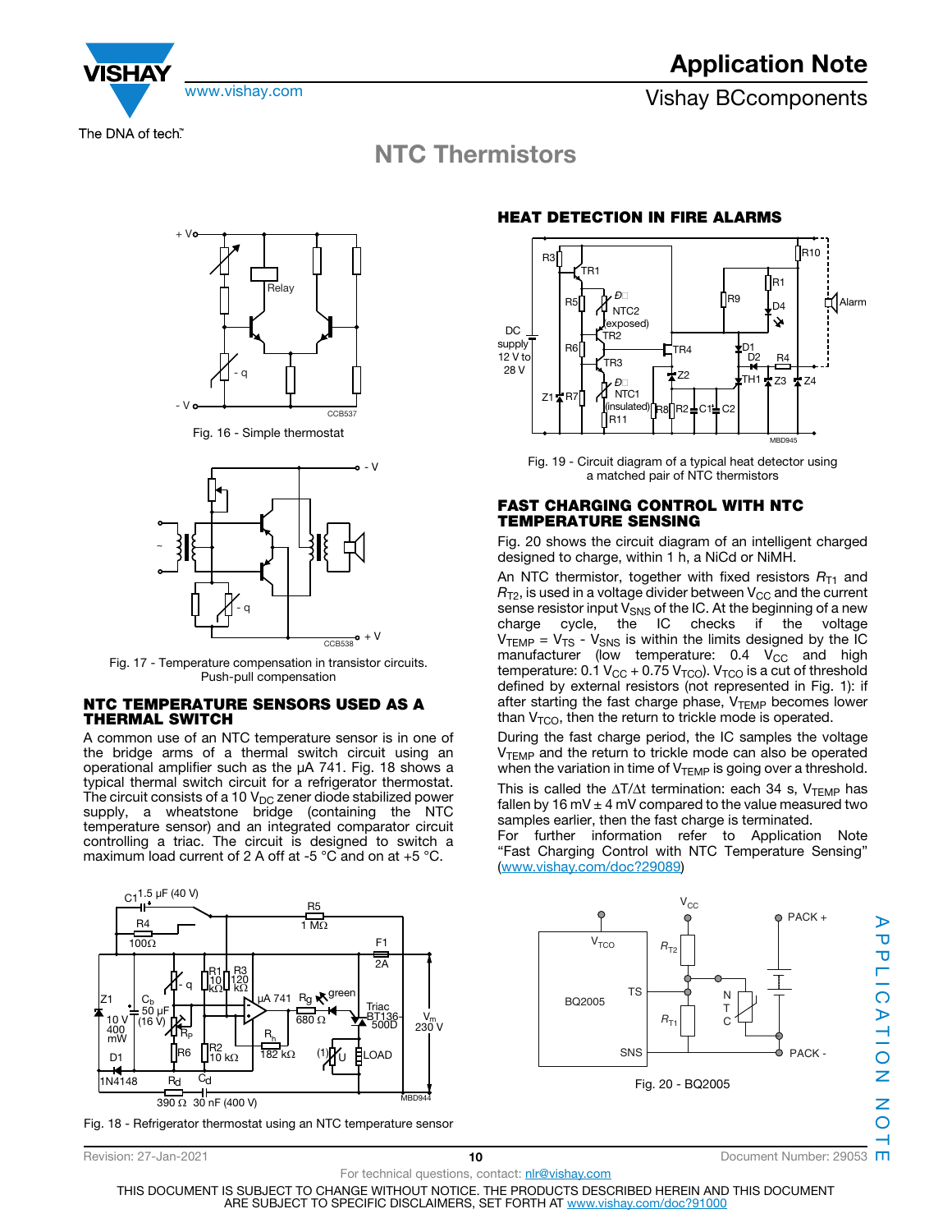Fig. 16 - Simple thermostat

Fig. 17 - Temperature compensation in transistor circuits. Push-pull compensation

## NTC TEMPERATURE SENSORS USED AS A THERMAL SWITCH

A common use of an NTC temperature sensor is in one of the bridge arms of a thermal switch circuit using an operational amplifier such as the µA 741. Fig. 18 shows a typical thermal switch circuit for a refrigerator thermostat. The circuit consists of a 10 $V_{DC}$ zener diode stabilized power supply, a wheatstone bridge (containing the NTC temperature sensor) and an integrated comparator circuit controlling a triac. The circuit is designed to switch a maximum load current of 2 A off at -5 °C and on at +5 °C.

Fig. 18 - Refrigerator thermostat using an NTC temperature sensor

## HEAT DETECTION IN FIRE ALARMS

Fig. 19 - Circuit diagram of a typical heat detector using a matched pair of NTC thermistors

## FAST CHARGING CONTROL WITH NTC TEMPERATURE SENSING

Fig. 20 shows the circuit diagram of an intelligent charged designed to charge, within 1 h, a NiCd or NiMH.

An NTC thermistor, together with fixed resistors $R_{T1}$ and $R_{T2}$, is used in a voltage divider between $V_{CC}$ and the current sense resistor input $V_{SNS}$ of the IC. At the beginning of a new charge cycle, the IC checks if the voltage $V_{TEMP} = V_{TS} - V_{SNS}$ is within the limits designed by the IC manufacturer (low temperature: 0.4 $V_{CC}$ and high temperature: 0.1 $V_{CC}$ + 0.75 $V_{TCO}$). $V_{TCO}$ is a cut of threshold defined by external resistors (not represented in Fig. 1): if after starting the fast charge phase, $V_{TEMP}$ becomes lower than $V_{TCO}$, then the return to trickle mode is operated.

During the fast charge period, the IC samples the voltage $V_{TEMP}$ and the return to trickle mode can also be operated when the variation in time of $V_{TEMP}$ is going over a threshold.

This is called the $\Delta T/\Delta t$ termination: each 34 s, $V_{TEMP}$ has fallen by 16 mV ± 4 mV compared to the value measured two samples earlier, then the fast charge is terminated.

For further information refer to Application Note "Fast Charging Control with NTC Temperature Sensing" (www.vishay.com/doc?29089)

Fig. 20 - BQ2005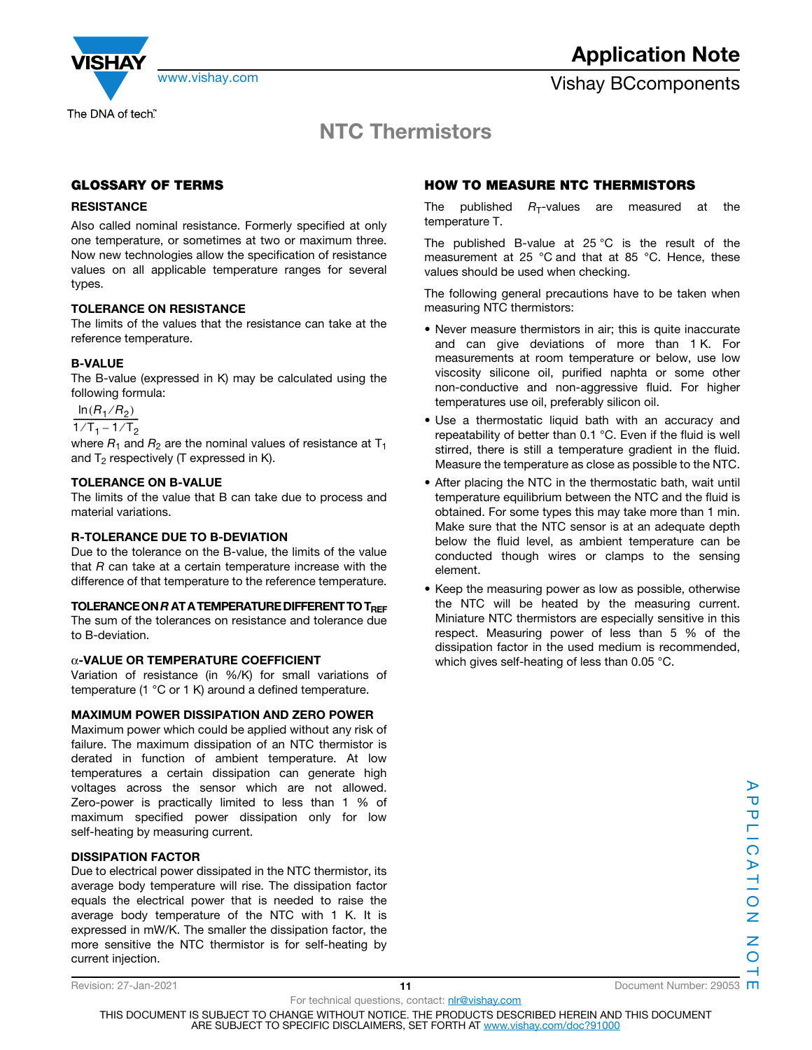# NTC Thermistors

## GLOSSARY OF TERMS

### RESISTANCE

Also called nominal resistance. Formerly specified at only one temperature, or sometimes at two or maximum three. Now new technologies allow the specification of resistance values on all applicable temperature ranges for several types.

### TOLERANCE ON RESISTANCE

The limits of the values that the resistance can take at the reference temperature.

### B-VALUE

The B-value (expressed in K) may be calculated using the following formula:

$$\frac{\ln(R_1/R_2)}{1/T_1 - 1/T_2}$$

where $R_1$ and $R_2$ are the nominal values of resistance at $T_1$ and $T_2$ respectively (T expressed in K).

### TOLERANCE ON B-VALUE

The limits of the value that B can take due to process and material variations.

### R-TOLERANCE DUE TO B-DEVIATION

Due to the tolerance on the B-value, the limits of the value that $R$ can take at a certain temperature increase with the difference of that temperature to the reference temperature.

### TOLERANCE ON $R$ AT A TEMPERATURE DIFFERENT TO $T_{REF}$

The sum of the tolerances on resistance and tolerance due to B-deviation.

### $\alpha$-VALUE OR TEMPERATURE COEFFICIENT

Variation of resistance (in %/K) for small variations of temperature (1 °C or 1 K) around a defined temperature.

### MAXIMUM POWER DISSIPATION AND ZERO POWER

Maximum power which could be applied without any risk of failure. The maximum dissipation of an NTC thermistor is derated in function of ambient temperature. At low temperatures a certain dissipation can generate high voltages across the sensor which are not allowed. Zero-power is practically limited to less than 1 % of maximum specified power dissipation only for low self-heating by measuring current.

### DISSIPATION FACTOR

Due to electrical power dissipated in the NTC thermistor, its average body temperature will rise. The dissipation factor equals the electrical power that is needed to raise the average body temperature of the NTC with 1 K. It is expressed in mW/K. The smaller the dissipation factor, the more sensitive the NTC thermistor is for self-heating by current injection.

## HOW TO MEASURE NTC THERMISTORS

The published $R_T$-values are measured at the temperature T.

The published B-value at 25 °C is the result of the measurement at 25 °C and that at 85 °C. Hence, these values should be used when checking.

The following general precautions have to be taken when measuring NTC thermistors:

- Never measure thermistors in air; this is quite inaccurate and can give deviations of more than 1 K. For measurements at room temperature or below, use low viscosity silicone oil, purified naphta or some other non-conductive and non-aggressive fluid. For higher temperatures use oil, preferably silicon oil.
- Use a thermostatic liquid bath with an accuracy and repeatability of better than 0.1 °C. Even if the fluid is well stirred, there is still a temperature gradient in the fluid. Measure the temperature as close as possible to the NTC.
- After placing the NTC in the thermostatic bath, wait until temperature equilibrium between the NTC and the fluid is obtained. For some types this may take more than 1 min. Make sure that the NTC sensor is at an adequate depth below the fluid level, as ambient temperature can be conducted though wires or clamps to the sensing element.
- Keep the measuring power as low as possible, otherwise the NTC will be heated by the measuring current. Miniature NTC thermistors are especially sensitive in this respect. Measuring power of less than 5 % of the dissipation factor in the used medium is recommended, which gives self-heating of less than 0.05 °C.